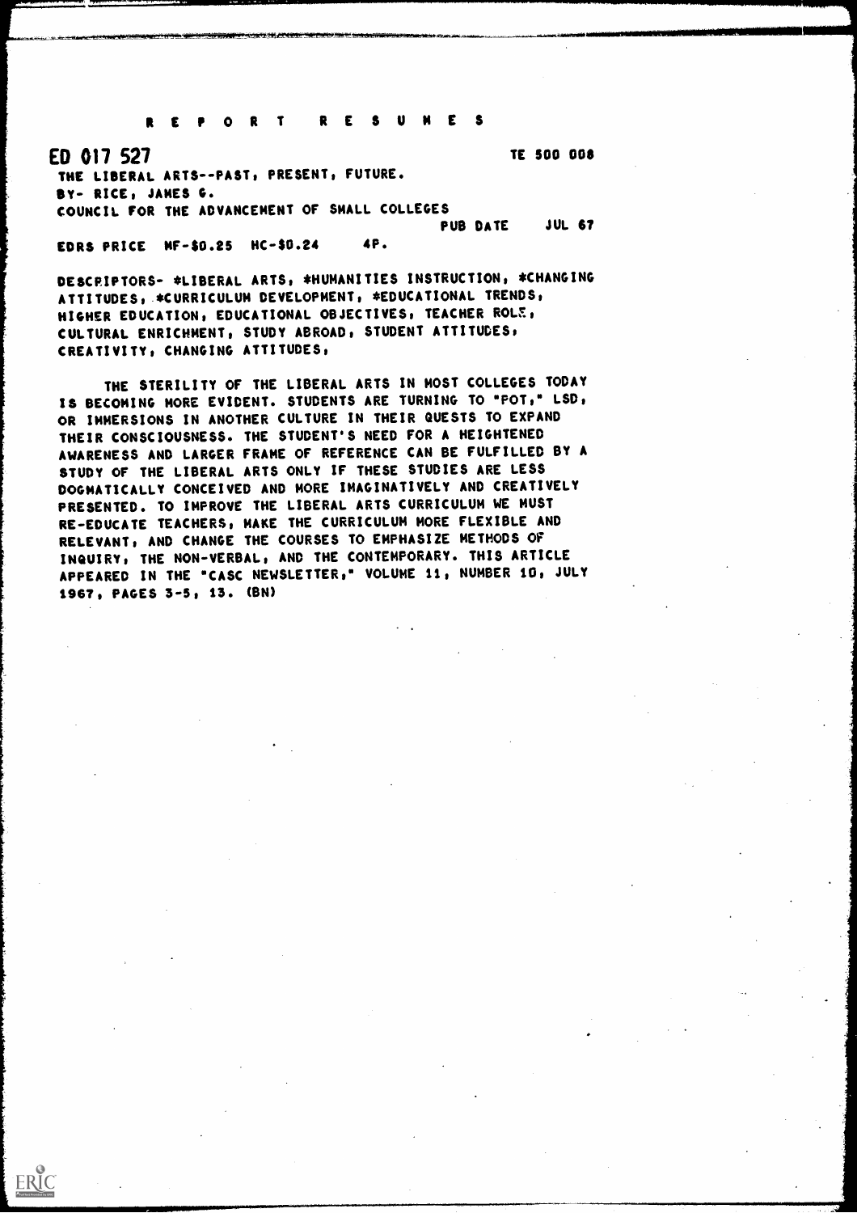R E P O R T   R E S U M E S

ED 017 527 TE 500 008

THE LIBERAL ARTS--PAST, PRESENT, FUTURE.

BY- RICE, JAMES G.

COUNCIL FOR THE ADVANCEMENT OF SMALL COLLEGES

PUB DATE JUL 67

EDRS PRICE MF-$0.25 HC-$0.24 4P.

DESCRIPTORS- *LIBERAL ARTS, *HUMANITIES INSTRUCTION, *CHANGING ATTITUDES, *CURRICULUM DEVELOPMENT, *EDUCATIONAL TRENDS, HIGHER EDUCATION, EDUCATIONAL OBJECTIVES, TEACHER ROLE, CULTURAL ENRICHMENT, STUDY ABROAD, STUDENT ATTITUDES, CREATIVITY, CHANGING ATTITUDES,

THE STERILITY OF THE LIBERAL ARTS IN MOST COLLEGES TODAY IS BECOMING MORE EVIDENT. STUDENTS ARE TURNING TO "POT," LSD, OR IMMERSIONS IN ANOTHER CULTURE IN THEIR QUESTS TO EXPAND THEIR CONSCIOUSNESS. THE STUDENT'S NEED FOR A HEIGHTENED AWARENESS AND LARGER FRAME OF REFERENCE CAN BE FULFILLED BY A STUDY OF THE LIBERAL ARTS ONLY IF THESE STUDIES ARE LESS DOGMATICALLY CONCEIVED AND MORE IMAGINATIVELY AND CREATIVELY PRESENTED. TO IMPROVE THE LIBERAL ARTS CURRICULUM WE MUST RE-EDUCATE TEACHERS, MAKE THE CURRICULUM MORE FLEXIBLE AND RELEVANT, AND CHANGE THE COURSES TO EMPHASIZE METHODS OF INQUIRY, THE NON-VERBAL, AND THE CONTEMPORARY. THIS ARTICLE APPEARED IN THE "CASC NEWSLETTER," VOLUME 11, NUMBER 10, JULY 1967, PAGES 3-5, 13. (BN)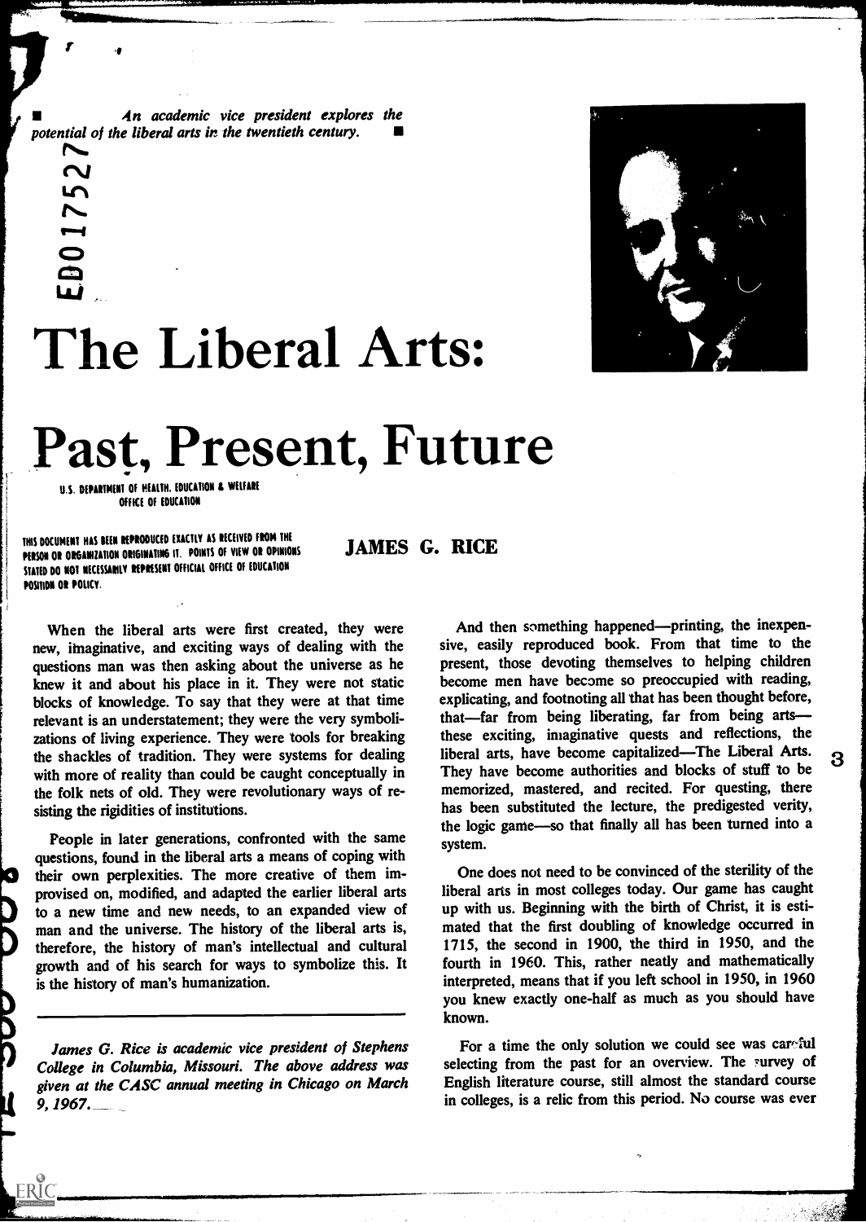An academic vice president explores the potential of the liberal arts in the twentieth century.

# The Liberal Arts: Past, Present, Future

U.S. DEPARTMENT OF HEALTH, EDUCATION & WELFARE
OFFICE OF EDUCATION

THIS DOCUMENT HAS BEEN REPRODUCED EXACTLY AS RECEIVED FROM THE PERSON OR ORGANIZATION ORIGINATING IT. POINTS OF VIEW OR OPINIONS STATED DO NOT NECESSARILY REPRESENT OFFICIAL OFFICE OF EDUCATION POSITION OR POLICY.

**JAMES G. RICE**

When the liberal arts were first created, they were new, imaginative, and exciting ways of dealing with the questions man was then asking about the universe as he knew it and about his place in it. They were not static blocks of knowledge. To say that they were at that time relevant is an understatement; they were the very symbolizations of living experience. They were tools for breaking the shackles of tradition. They were systems for dealing with more of reality than could be caught conceptually in the folk nets of old. They were revolutionary ways of resisting the rigidities of institutions.

People in later generations, confronted with the same questions, found in the liberal arts a means of coping with their own perplexities. The more creative of them improvised on, modified, and adapted the earlier liberal arts to a new time and new needs, to an expanded view of man and the universe. The history of the liberal arts is, therefore, the history of man's intellectual and cultural growth and of his search for ways to symbolize this. It is the history of man's humanization.

---

*James G. Rice is academic vice president of Stephens College in Columbia, Missouri. The above address was given at the CASC annual meeting in Chicago on March 9, 1967.*

And then something happened—printing, the inexpensive, easily reproduced book. From that time to the present, those devoting themselves to helping children become men have become so preoccupied with reading, explicating, and footnoting all that has been thought before, that—far from being liberating, far from being arts—these exciting, imaginative quests and reflections, the liberal arts, have become capitalized—The Liberal Arts. They have become authorities and blocks of stuff to be memorized, mastered, and recited. For questing, there has been substituted the lecture, the predigested verity, the logic game—so that finally all has been turned into a system.

One does not need to be convinced of the sterility of the liberal arts in most colleges today. Our game has caught up with us. Beginning with the birth of Christ, it is estimated that the first doubling of knowledge occurred in 1715, the second in 1900, the third in 1950, and the fourth in 1960. This, rather neatly and mathematically interpreted, means that if you left school in 1950, in 1960 you knew exactly one-half as much as you should have known.

For a time the only solution we could see was careful selecting from the past for an overview. The survey of English literature course, still almost the standard course in colleges, is a relic from this period. No course was ever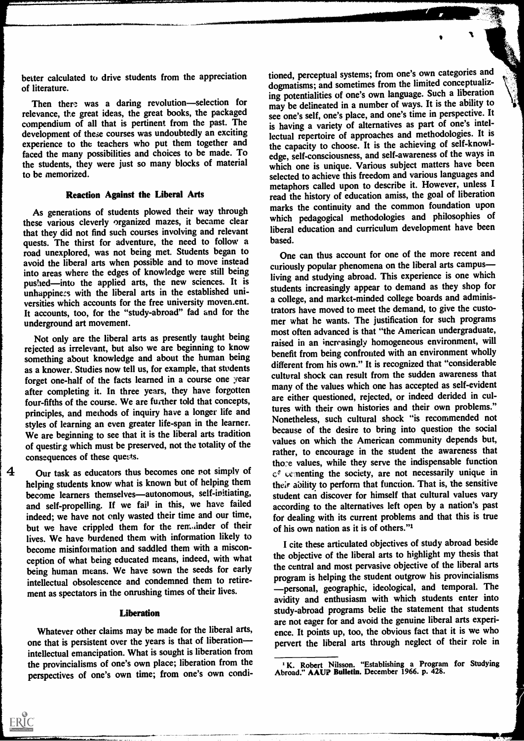better calculated to drive students from the appreciation of literature.

Then there was a daring revolution—selection for relevance, the great ideas, the great books, the packaged compendium of all that is pertinent from the past. The development of these courses was undoubtedly an exciting experience to the teachers who put them together and faced the many possibilities and choices to be made. To the students, they were just so many blocks of material to be memorized.

### Reaction Against the Liberal Arts

As generations of students plowed their way through these various cleverly organized mazes, it became clear that they did not find such courses involving and relevant quests. The thirst for adventure, the need to follow a road unexplored, was not being met. Students began to avoid the liberal arts when possible and to move instead into areas where the edges of knowledge were still being pushed—into the applied arts, the new sciences. It is unhappiness with the liberal arts in the established universities which accounts for the free university movement. It accounts, too, for the "study-abroad" fad and for the underground art movement.

Not only are the liberal arts as presently taught being rejected as irrelevant, but also we are beginning to know something about knowledge and about the human being as a knower. Studies now tell us, for example, that students forget one-half of the facts learned in a course one year after completing it. In three years, they have forgotten four-fifths of the course. We are further told that concepts, principles, and methods of inquiry have a longer life and styles of learning an even greater life-span in the learner. We are beginning to see that it is the liberal arts tradition of questing which must be preserved, not the totality of the consequences of these quests.

Our task as educators thus becomes one not simply of helping students know what is known but of helping them become learners themselves—autonomous, self-initiating, and self-propelling. If we fail in this, we have failed indeed; we have not only wasted their time and our time, but we have crippled them for the remainder of their lives. We have burdened them with information likely to become misinformation and saddled them with a misconception of what being educated means, indeed, with what being human means. We have sown the seeds for early intellectual obsolescence and condemned them to retirement as spectators in the onrushing times of their lives.

### Liberation

Whatever other claims may be made for the liberal arts, one that is persistent over the years is that of liberation—intellectual emancipation. What is sought is liberation from the provincialisms of one's own place; liberation from the perspectives of one's own time; from one's own conditioned, perceptual systems; from one's own categories and dogmatisms; and sometimes from the limited conceptualizing potentialities of one's own language. Such a liberation may be delineated in a number of ways. It is the ability to see one's self, one's place, and one's time in perspective. It is having a variety of alternatives as part of one's intellectual repertoire of approaches and methodologies. It is the capacity to choose. It is the achieving of self-knowledge, self-consciousness, and self-awareness of the ways in which one is unique. Various subject matters have been selected to achieve this freedom and various languages and metaphors called upon to describe it. However, unless I read the history of education amiss, the goal of liberation marks the continuity and the common foundation upon which pedagogical methodologies and philosophies of liberal education and curriculum development have been based.

One can thus account for one of the more recent and curiously popular phenomena on the liberal arts campus—living and studying abroad. This experience is one which students increasingly appear to demand as they shop for a college, and market-minded college boards and administrators have moved to meet the demand, to give the customer what he wants. The justification for such programs most often advanced is that "the American undergraduate, raised in an increasingly homogeneous environment, will benefit from being confronted with an environment wholly different from his own." It is recognized that "considerable cultural shock can result from the sudden awareness that many of the values which one has accepted as self-evident are either questioned, rejected, or indeed derided in cultures with their own histories and their own problems." Nonetheless, such cultural shock "is recommended not because of the desire to bring into question the social values on which the American community depends but, rather, to encourage in the student the awareness that those values, while they serve the indispensable function of cementing the society, are not necessarily unique in their ability to perform that function. That is, the sensitive student can discover for himself that cultural values vary according to the alternatives left open by a nation's past for dealing with its current problems and that this is true of his own nation as it is of others."[1]

I cite these articulated objectives of study abroad beside the objective of the liberal arts to highlight my thesis that the central and most pervasive objective of the liberal arts program is helping the student outgrow his provincialisms—personal, geographic, ideological, and temporal. The avidity and enthusiasm with which students enter into study-abroad programs belie the statement that students are not eager for and avoid the genuine liberal arts experience. It points up, too, the obvious fact that it is we who pervert the liberal arts through neglect of their role in

---

[1] K. Robert Nilsson. "Establishing a Program for Studying Abroad." **AAUP Bulletin.** December 1966. p. 428.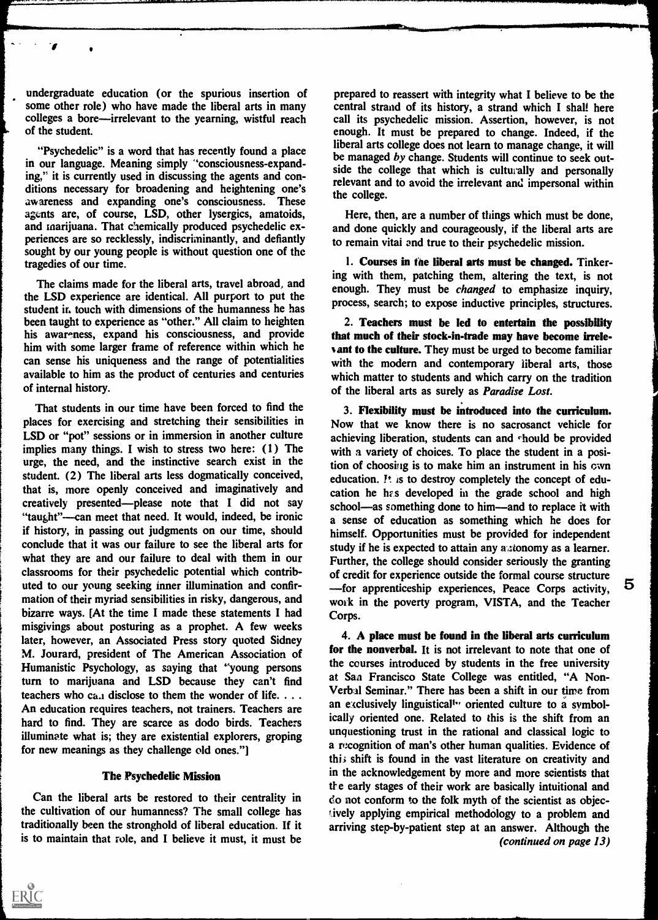undergraduate education (or the spurious insertion of some other role) who have made the liberal arts in many colleges a bore—irrelevant to the yearning, wistful reach of the student.

"Psychedelic" is a word that has recently found a place in our language. Meaning simply "consciousness-expanding," it is currently used in discussing the agents and conditions necessary for broadening and heightening one's awareness and expanding one's consciousness. These agents are, of course, LSD, other lysergics, amatoids, and marijuana. That chemically produced psychedelic experiences are so recklessly, indiscriminantly, and defiantly sought by our young people is without question one of the tragedies of our time.

The claims made for the liberal arts, travel abroad, and the LSD experience are identical. All purport to put the student in touch with dimensions of the humanness he has been taught to experience as "other." All claim to heighten his awareness, expand his consciousness, and provide him with some larger frame of reference within which he can sense his uniqueness and the range of potentialities available to him as the product of centuries and centuries of internal history.

That students in our time have been forced to find the places for exercising and stretching their sensibilities in LSD or "pot" sessions or in immersion in another culture implies many things. I wish to stress two here: (1) The urge, the need, and the instinctive search exist in the student. (2) The liberal arts less dogmatically conceived, that is, more openly conceived and imaginatively and creatively presented—please note that I did not say "taught"—can meet that need. It would, indeed, be ironic if history, in passing out judgments on our time, should conclude that it was our failure to see the liberal arts for what they are and our failure to deal with them in our classrooms for their psychedelic potential which contributed to our young seeking inner illumination and confirmation of their myriad sensibilities in risky, dangerous, and bizarre ways. [At the time I made these statements I had misgivings about posturing as a prophet. A few weeks later, however, an Associated Press story quoted Sidney M. Jourard, president of The American Association of Humanistic Psychology, as saying that "young persons turn to marijuana and LSD because they can't find teachers who can disclose to them the wonder of life. . . . An education requires teachers, not trainers. Teachers are hard to find. They are scarce as dodo birds. Teachers illuminate what is; they are existential explorers, groping for new meanings as they challenge old ones."]

## The Psychedelic Mission

Can the liberal arts be restored to their centrality in the cultivation of our humanness? The small college has traditionally been the stronghold of liberal education. If it is to maintain that role, and I believe it must, it must be prepared to reassert with integrity what I believe to be the central strand of its history, a strand which I shall here call its psychedelic mission. Assertion, however, is not enough. It must be prepared to change. Indeed, if the liberal arts college does not learn to manage change, it will be managed *by* change. Students will continue to seek outside the college that which is culturally and personally relevant and to avoid the irrelevant and impersonal within the college.

Here, then, are a number of things which must be done, and done quickly and courageously, if the liberal arts are to remain vital and true to their psychedelic mission.

1. **Courses in the liberal arts must be changed.** Tinkering with them, patching them, altering the text, is not enough. They must be *changed* to emphasize inquiry, process, search; to expose inductive principles, structures.

2. **Teachers must be led to entertain the possibility that much of their stock-in-trade may have become irrelevant to the culture.** They must be urged to become familiar with the modern and contemporary liberal arts, those which matter to students and which carry on the tradition of the liberal arts as surely as *Paradise Lost*.

3. **Flexibility must be introduced into the curriculum.** Now that we know there is no sacrosanct vehicle for achieving liberation, students can and should be provided with a variety of choices. To place the student in a position of choosing is to make him an instrument in his own education. It is to destroy completely the concept of education he has developed in the grade school and high school—as something done to him—and to replace it with a sense of education as something which he does for himself. Opportunities must be provided for independent study if he is expected to attain any autonomy as a learner. Further, the college should consider seriously the granting of credit for experience outside the formal course structure—for apprenticeship experiences, Peace Corps activity, work in the poverty program, VISTA, and the Teacher Corps.

4. **A place must be found in the liberal arts curriculum for the nonverbal.** It is not irrelevant to note that one of the courses introduced by students in the free university at San Francisco State College was entitled, "A Non-Verbal Seminar." There has been a shift in our time from an exclusively linguistically oriented culture to a symbolically oriented one. Related to this is the shift from an unquestioning trust in the rational and classical logic to a recognition of man's other human qualities. Evidence of this shift is found in the vast literature on creativity and in the acknowledgement by more and more scientists that the early stages of their work are basically intuitional and do not conform to the folk myth of the scientist as objectively applying empirical methodology to a problem and arriving step-by-patient step at an answer. Although the

*(continued on page 13)*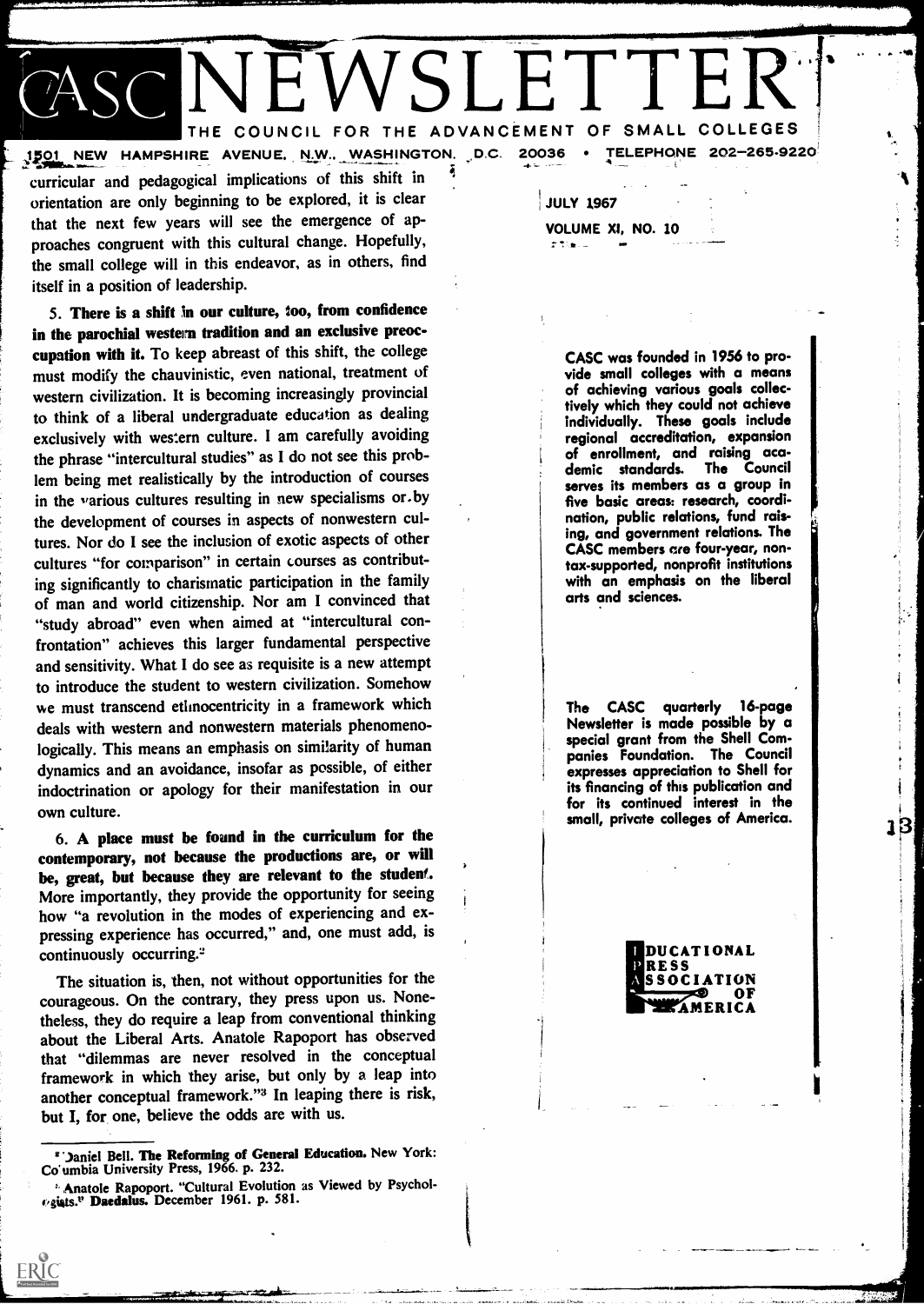# CASC NEWSLETTER

THE COUNCIL FOR THE ADVANCEMENT OF SMALL COLLEGES

1501 NEW HAMPSHIRE AVENUE, N.W., WASHINGTON, D.C. 20036 • TELEPHONE 202—265-9220

JULY 1967

VOLUME XI, NO. 10

curricular and pedagogical implications of this shift in orientation are only beginning to be explored, it is clear that the next few years will see the emergence of approaches congruent with this cultural change. Hopefully, the small college will in this endeavor, as in others, find itself in a position of leadership.

5. **There is a shift in our culture, too, from confidence in the parochial western tradition and an exclusive preoccupation with it.** To keep abreast of this shift, the college must modify the chauvinistic, even national, treatment of western civilization. It is becoming increasingly provincial to think of a liberal undergraduate education as dealing exclusively with western culture. I am carefully avoiding the phrase "intercultural studies" as I do not see this problem being met realistically by the introduction of courses in the various cultures resulting in new specialisms or by the development of courses in aspects of nonwestern cultures. Nor do I see the inclusion of exotic aspects of other cultures "for comparison" in certain courses as contributing significantly to charismatic participation in the family of man and world citizenship. Nor am I convinced that "study abroad" even when aimed at "intercultural confrontation" achieves this larger fundamental perspective and sensitivity. What I do see as requisite is a new attempt to introduce the student to western civilization. Somehow we must transcend ethnocentricity in a framework which deals with western and nonwestern materials phenomenologically. This means an emphasis on similarity of human dynamics and an avoidance, insofar as possible, of either indoctrination or apology for their manifestation in our own culture.

6. **A place must be found in the curriculum for the contemporary, not because the productions are, or will be, great, but because they are relevant to the student.** More importantly, they provide the opportunity for seeing how "a revolution in the modes of experiencing and expressing experience has occurred," and, one must add, is continuously occurring.[2]

The situation is, then, not without opportunities for the courageous. On the contrary, they press upon us. Nonetheless, they do require a leap from conventional thinking about the Liberal Arts. Anatole Rapoport has observed that "dilemmas are never resolved in the conceptual framework in which they arise, but only by a leap into another conceptual framework."[3] In leaping there is risk, but I, for one, believe the odds are with us.

---

[2] Daniel Bell. **The Reforming of General Education.** New York: Columbia University Press, 1966. p. 232.

[3] Anatole Rapoport. "Cultural Evolution as Viewed by Psychologists." **Daedalus.** December 1961. p. 581.

---

CASC was founded in 1956 to provide small colleges with a means of achieving various goals collectively which they could not achieve individually. These goals include regional accreditation, expansion of enrollment, and raising academic standards. The Council serves its members as a group in five basic areas: research, coordination, public relations, fund raising, and government relations. The CASC members are four-year, non-tax-supported, nonprofit institutions with an emphasis on the liberal arts and sciences.

The CASC quarterly 16-page Newsletter is made possible by a special grant from the Shell Companies Foundation. The Council expresses appreciation to Shell for its financing of this publication and for its continued interest in the small, private colleges of America.

EDUCATIONAL PRESS ASSOCIATION OF AMERICA